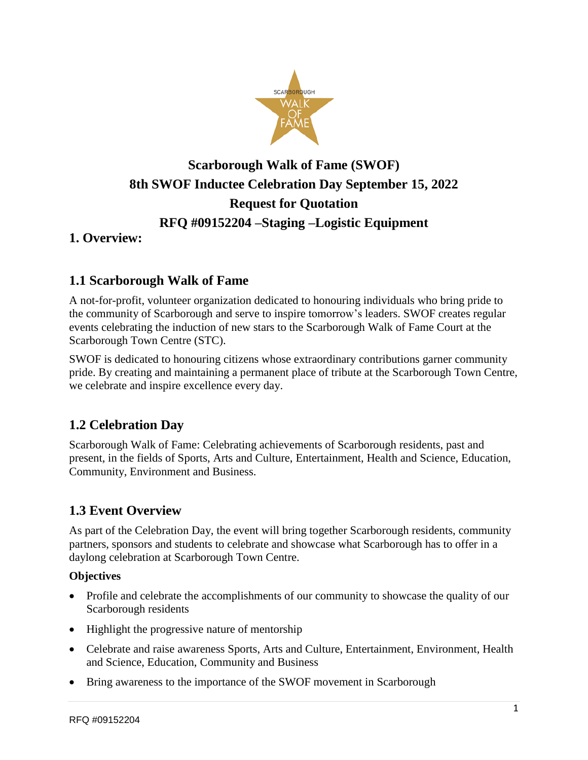# Scarborough Walk of Fame (SWOF)
# 8th SWOF Inductee Celebration Day September 15, 2022
# Request for Quotation
# RFQ #09152204 –Staging –Logistic Equipment

## 1. Overview:

### 1.1 Scarborough Walk of Fame

A not-for-profit, volunteer organization dedicated to honouring individuals who bring pride to the community of Scarborough and serve to inspire tomorrow's leaders. SWOF creates regular events celebrating the induction of new stars to the Scarborough Walk of Fame Court at the Scarborough Town Centre (STC).

SWOF is dedicated to honouring citizens whose extraordinary contributions garner community pride. By creating and maintaining a permanent place of tribute at the Scarborough Town Centre, we celebrate and inspire excellence every day.

### 1.2 Celebration Day

Scarborough Walk of Fame: Celebrating achievements of Scarborough residents, past and present, in the fields of Sports, Arts and Culture, Entertainment, Health and Science, Education, Community, Environment and Business.

### 1.3 Event Overview

As part of the Celebration Day, the event will bring together Scarborough residents, community partners, sponsors and students to celebrate and showcase what Scarborough has to offer in a daylong celebration at Scarborough Town Centre.

**Objectives**

- Profile and celebrate the accomplishments of our community to showcase the quality of our Scarborough residents
- Highlight the progressive nature of mentorship
- Celebrate and raise awareness Sports, Arts and Culture, Entertainment, Environment, Health and Science, Education, Community and Business
- Bring awareness to the importance of the SWOF movement in Scarborough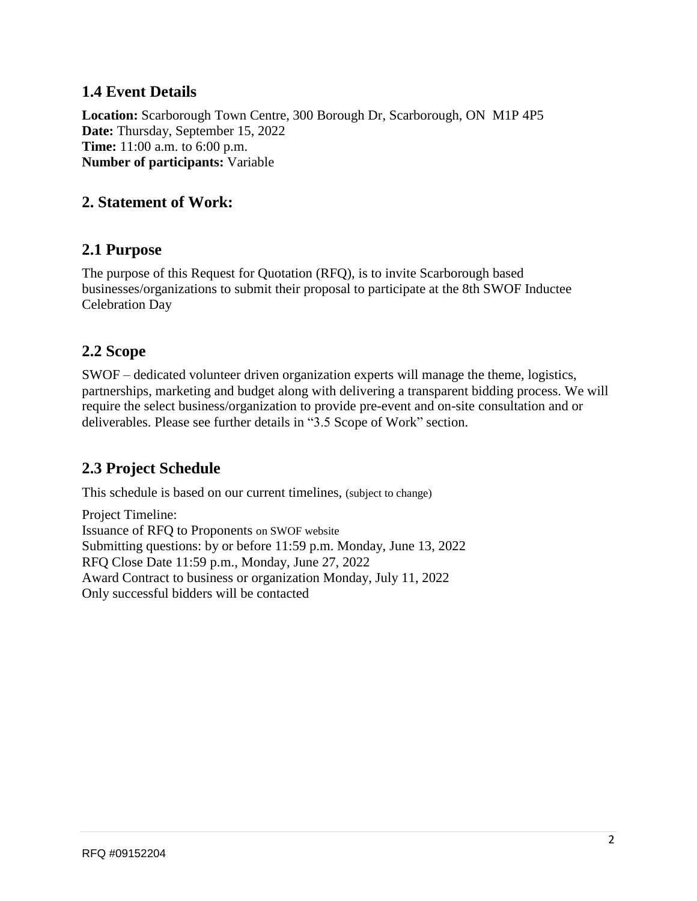## 1.4 Event Details

**Location:** Scarborough Town Centre, 300 Borough Dr, Scarborough, ON M1P 4P5
**Date:** Thursday, September 15, 2022
**Time:** 11:00 a.m. to 6:00 p.m.
**Number of participants:** Variable

## 2. Statement of Work:

## 2.1 Purpose

The purpose of this Request for Quotation (RFQ), is to invite Scarborough based businesses/organizations to submit their proposal to participate at the 8th SWOF Inductee Celebration Day

## 2.2 Scope

SWOF – dedicated volunteer driven organization experts will manage the theme, logistics, partnerships, marketing and budget along with delivering a transparent bidding process. We will require the select business/organization to provide pre-event and on-site consultation and or deliverables. Please see further details in "3.5 Scope of Work" section.

## 2.3 Project Schedule

This schedule is based on our current timelines, (subject to change)

Project Timeline:
Issuance of RFQ to Proponents on SWOF website
Submitting questions: by or before 11:59 p.m. Monday, June 13, 2022
RFQ Close Date 11:59 p.m., Monday, June 27, 2022
Award Contract to business or organization Monday, July 11, 2022
Only successful bidders will be contacted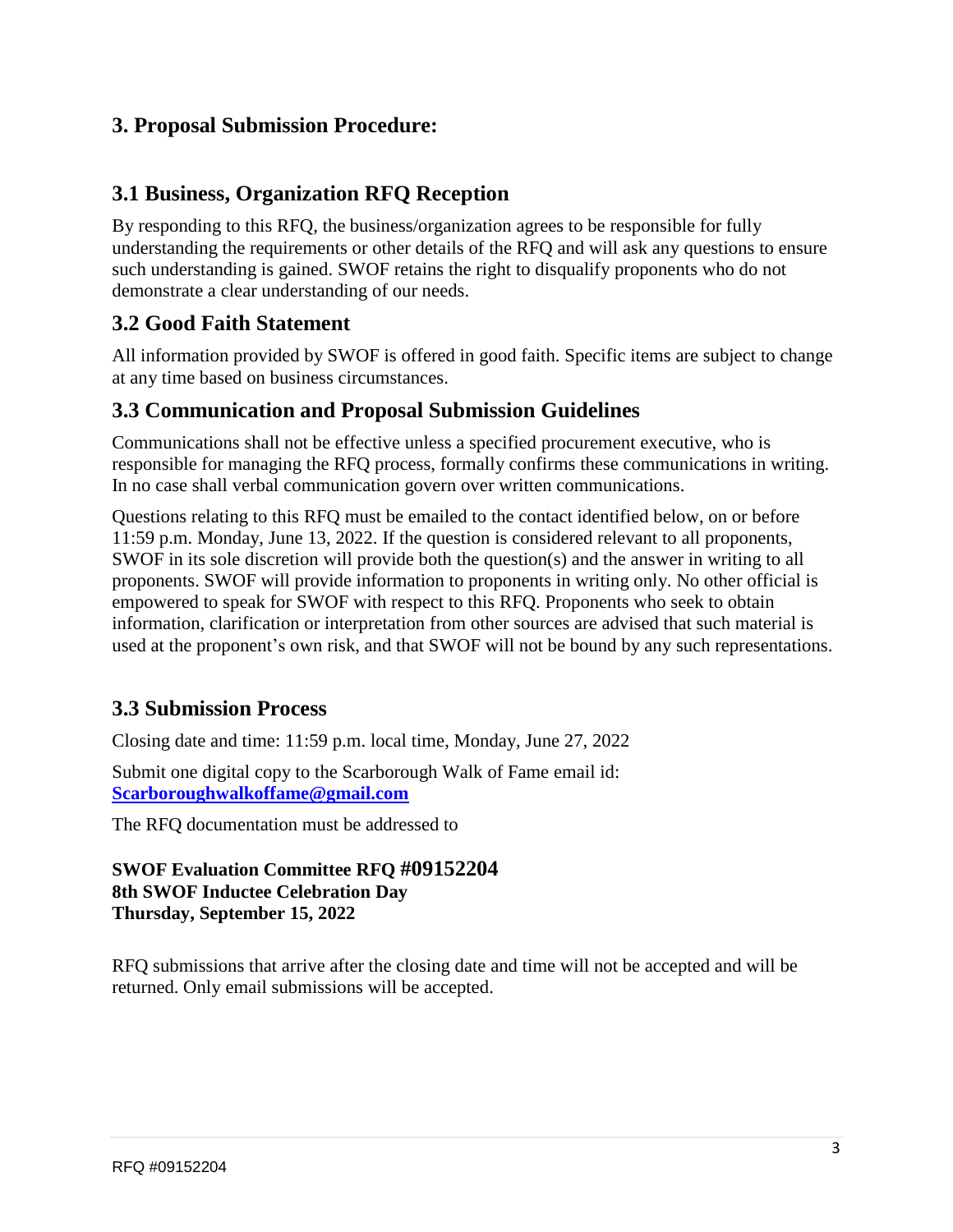## 3. Proposal Submission Procedure:

### 3.1 Business, Organization RFQ Reception

By responding to this RFQ, the business/organization agrees to be responsible for fully understanding the requirements or other details of the RFQ and will ask any questions to ensure such understanding is gained. SWOF retains the right to disqualify proponents who do not demonstrate a clear understanding of our needs.

### 3.2 Good Faith Statement

All information provided by SWOF is offered in good faith. Specific items are subject to change at any time based on business circumstances.

### 3.3 Communication and Proposal Submission Guidelines

Communications shall not be effective unless a specified procurement executive, who is responsible for managing the RFQ process, formally confirms these communications in writing. In no case shall verbal communication govern over written communications.

Questions relating to this RFQ must be emailed to the contact identified below, on or before 11:59 p.m. Monday, June 13, 2022. If the question is considered relevant to all proponents, SWOF in its sole discretion will provide both the question(s) and the answer in writing to all proponents. SWOF will provide information to proponents in writing only. No other official is empowered to speak for SWOF with respect to this RFQ. Proponents who seek to obtain information, clarification or interpretation from other sources are advised that such material is used at the proponent's own risk, and that SWOF will not be bound by any such representations.

### 3.3 Submission Process

Closing date and time: 11:59 p.m. local time, Monday, June 27, 2022

Submit one digital copy to the Scarborough Walk of Fame email id: **Scarboroughwalkoffame@gmail.com**

The RFQ documentation must be addressed to

**SWOF Evaluation Committee RFQ #09152204**
**8th SWOF Inductee Celebration Day**
**Thursday, September 15, 2022**

RFQ submissions that arrive after the closing date and time will not be accepted and will be returned. Only email submissions will be accepted.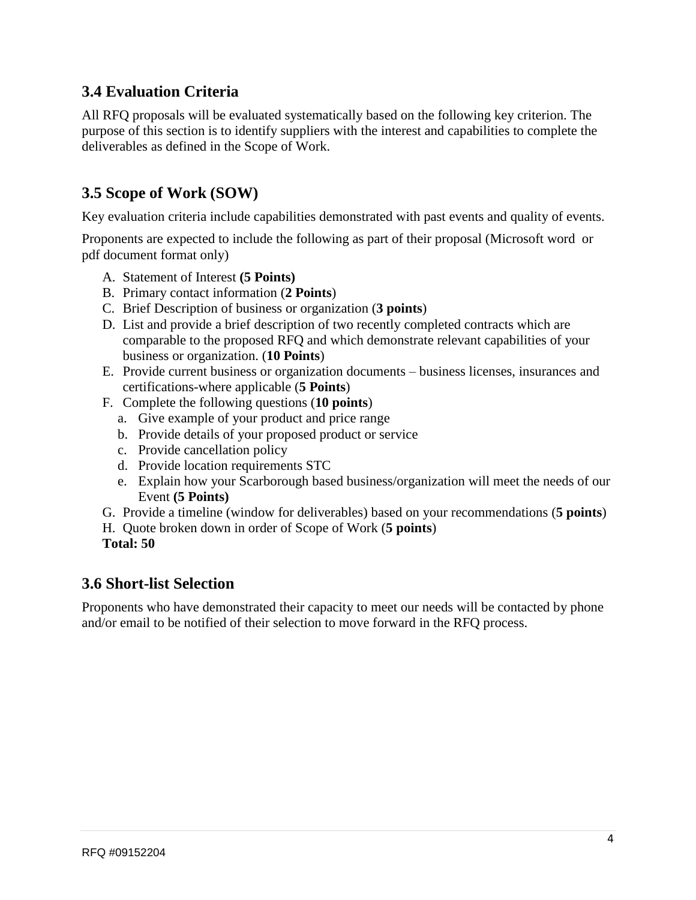## 3.4 Evaluation Criteria

All RFQ proposals will be evaluated systematically based on the following key criterion. The purpose of this section is to identify suppliers with the interest and capabilities to complete the deliverables as defined in the Scope of Work.

## 3.5 Scope of Work (SOW)

Key evaluation criteria include capabilities demonstrated with past events and quality of events.

Proponents are expected to include the following as part of their proposal (Microsoft word or pdf document format only)

A. Statement of Interest **(5 Points)**
B. Primary contact information (**2 Points**)
C. Brief Description of business or organization (**3 points**)
D. List and provide a brief description of two recently completed contracts which are comparable to the proposed RFQ and which demonstrate relevant capabilities of your business or organization. (**10 Points**)
E. Provide current business or organization documents – business licenses, insurances and certifications-where applicable (**5 Points**)
F. Complete the following questions (**10 points**)
   a. Give example of your product and price range
   b. Provide details of your proposed product or service
   c. Provide cancellation policy
   d. Provide location requirements STC
   e. Explain how your Scarborough based business/organization will meet the needs of our Event **(5 Points)**
G. Provide a timeline (window for deliverables) based on your recommendations (**5 points**)
H. Quote broken down in order of Scope of Work (**5 points**)

**Total: 50**

## 3.6 Short-list Selection

Proponents who have demonstrated their capacity to meet our needs will be contacted by phone and/or email to be notified of their selection to move forward in the RFQ process.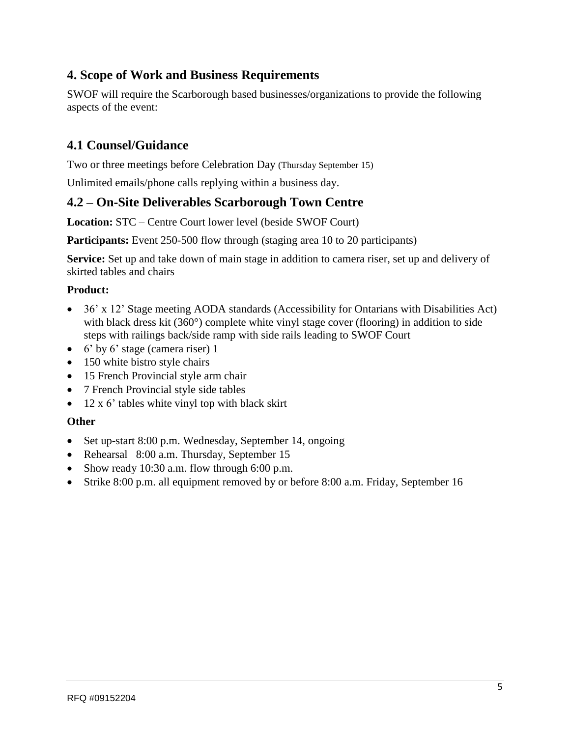## 4. Scope of Work and Business Requirements

SWOF will require the Scarborough based businesses/organizations to provide the following aspects of the event:

## 4.1 Counsel/Guidance

Two or three meetings before Celebration Day (Thursday September 15)

Unlimited emails/phone calls replying within a business day.

## 4.2 – On-Site Deliverables Scarborough Town Centre

**Location:** STC – Centre Court lower level (beside SWOF Court)

**Participants:** Event 250-500 flow through (staging area 10 to 20 participants)

**Service:** Set up and take down of main stage in addition to camera riser, set up and delivery of skirted tables and chairs

**Product:**

- 36' x 12' Stage meeting AODA standards (Accessibility for Ontarians with Disabilities Act) with black dress kit (360°) complete white vinyl stage cover (flooring) in addition to side steps with railings back/side ramp with side rails leading to SWOF Court
- 6' by 6' stage (camera riser) 1
- 150 white bistro style chairs
- 15 French Provincial style arm chair
- 7 French Provincial style side tables
- 12 x 6' tables white vinyl top with black skirt

**Other**

- Set up-start 8:00 p.m. Wednesday, September 14, ongoing
- Rehearsal 8:00 a.m. Thursday, September 15
- Show ready 10:30 a.m. flow through 6:00 p.m.
- Strike 8:00 p.m. all equipment removed by or before 8:00 a.m. Friday, September 16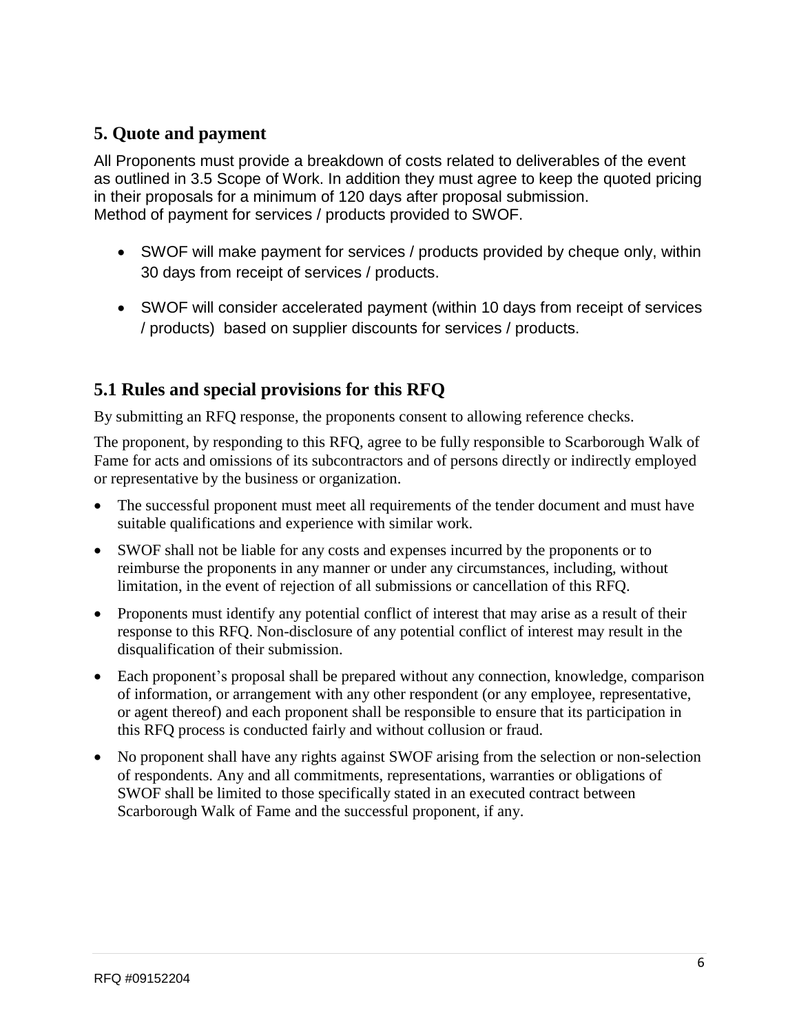## 5. Quote and payment

All Proponents must provide a breakdown of costs related to deliverables of the event as outlined in 3.5 Scope of Work. In addition they must agree to keep the quoted pricing in their proposals for a minimum of 120 days after proposal submission.
Method of payment for services / products provided to SWOF.

- SWOF will make payment for services / products provided by cheque only, within 30 days from receipt of services / products.
- SWOF will consider accelerated payment (within 10 days from receipt of services / products) based on supplier discounts for services / products.

## 5.1 Rules and special provisions for this RFQ

By submitting an RFQ response, the proponents consent to allowing reference checks.

The proponent, by responding to this RFQ, agree to be fully responsible to Scarborough Walk of Fame for acts and omissions of its subcontractors and of persons directly or indirectly employed or representative by the business or organization.

- The successful proponent must meet all requirements of the tender document and must have suitable qualifications and experience with similar work.
- SWOF shall not be liable for any costs and expenses incurred by the proponents or to reimburse the proponents in any manner or under any circumstances, including, without limitation, in the event of rejection of all submissions or cancellation of this RFQ.
- Proponents must identify any potential conflict of interest that may arise as a result of their response to this RFQ. Non-disclosure of any potential conflict of interest may result in the disqualification of their submission.
- Each proponent's proposal shall be prepared without any connection, knowledge, comparison of information, or arrangement with any other respondent (or any employee, representative, or agent thereof) and each proponent shall be responsible to ensure that its participation in this RFQ process is conducted fairly and without collusion or fraud.
- No proponent shall have any rights against SWOF arising from the selection or non-selection of respondents. Any and all commitments, representations, warranties or obligations of SWOF shall be limited to those specifically stated in an executed contract between Scarborough Walk of Fame and the successful proponent, if any.